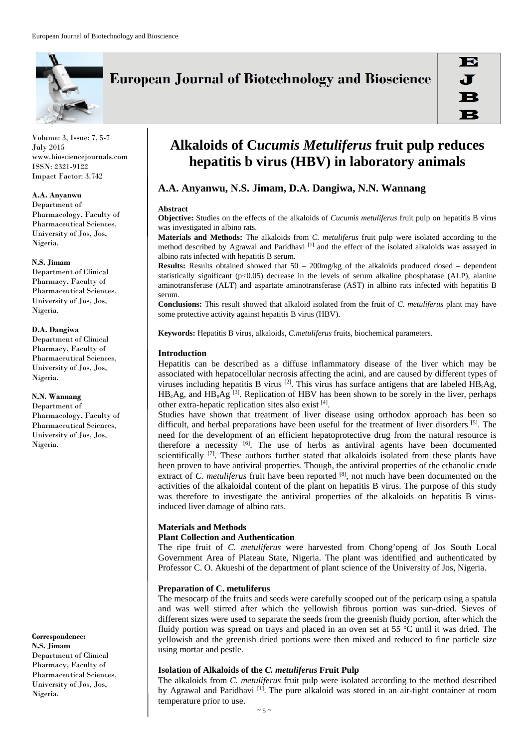# Alkaloids of C*ucumis Metuliferus* fruit pulp reduces hepatitis b virus (HBV) in laboratory animals

**A.A. Anyanwu, N.S. Jimam, D.A. Dangiwa, N.N. Wannang**

**A.A. Anyanwu**
Department of Pharmacology, Faculty of Pharmaceutical Sciences, University of Jos, Jos, Nigeria.

**N.S. Jimam**
Department of Clinical Pharmacy, Faculty of Pharmaceutical Sciences, University of Jos, Jos, Nigeria.

**D.A. Dangiwa**
Department of Clinical Pharmacy, Faculty of Pharmaceutical Sciences, University of Jos, Jos, Nigeria.

**N.N. Wannang**
Department of Pharmacology, Faculty of Pharmaceutical Sciences, University of Jos, Jos, Nigeria.

**Correspondence:**
**N.S. Jimam**
Department of Clinical Pharmacy, Faculty of Pharmaceutical Sciences, University of Jos, Jos, Nigeria.

### Abstract

**Objective:** Studies on the effects of the alkaloids of *Cucumis metuliferus* fruit pulp on hepatitis B virus was investigated in albino rats.

**Materials and Methods:** The alkaloids from *C. metuliferus* fruit pulp were isolated according to the method described by Agrawal and Paridhavi [1] and the effect of the isolated alkaloids was assayed in albino rats infected with hepatitis B serum.

**Results:** Results obtained showed that 50 – 200mg/kg of the alkaloids produced dosed – dependent statistically significant ($p<0.05$) decrease in the levels of serum alkaline phosphatase (ALP), alanine aminotransferase (ALT) and aspartate aminotransferase (AST) in albino rats infected with hepatitis B serum.

**Conclusions:** This result showed that alkaloid isolated from the fruit of *C. metuliferus* plant may have some protective activity against hepatitis B virus (HBV).

**Keywords:** Hepatitis B virus, alkaloids, *C.metuliferus* fruits, biochemical parameters.

### Introduction

Hepatitis can be described as a diffuse inflammatory disease of the liver which may be associated with hepatocellular necrosis affecting the acini, and are caused by different types of viruses including hepatitis B virus [2]. This virus has surface antigens that are labeled $HB_sAg$, $HB_cAg$, and $HB_eAg$ [3]. Replication of HBV has been shown to be sorely in the liver, perhaps other extra-hepatic replication sites also exist [4].

Studies have shown that treatment of liver disease using orthodox approach has been so difficult, and herbal preparations have been useful for the treatment of liver disorders [5]. The need for the development of an efficient hepatoprotective drug from the natural resource is therefore a necessity [6]. The use of herbs as antiviral agents have been documented scientifically [7]. These authors further stated that alkaloids isolated from these plants have been proven to have antiviral properties. Though, the antiviral properties of the ethanolic crude extract of *C. metuliferus* fruit have been reported [8], not much have been documented on the activities of the alkaloidal content of the plant on hepatitis B virus. The purpose of this study was therefore to investigate the antiviral properties of the alkaloids on hepatitis B virus-induced liver damage of albino rats.

### Materials and Methods

#### Plant Collection and Authentication

The ripe fruit of *C. metuliferus* were harvested from Chong'openg of Jos South Local Government Area of Plateau State, Nigeria. The plant was identified and authenticated by Professor C. O. Akueshi of the department of plant science of the University of Jos, Nigeria.

#### Preparation of C. metuliferus

The mesocarp of the fruits and seeds were carefully scooped out of the pericarp using a spatula and was well stirred after which the yellowish fibrous portion was sun-dried. Sieves of different sizes were used to separate the seeds from the greenish fluidy portion, after which the fluidy portion was spread on trays and placed in an oven set at 55 $^oC$ until it was dried. The yellowish and the greenish dried portions were then mixed and reduced to fine particle size using mortar and pestle.

#### Isolation of Alkaloids of the *C. metuliferus* Fruit Pulp

The alkaloids from *C. metuliferus* fruit pulp were isolated according to the method described by Agrawal and Paridhavi [1]. The pure alkaloid was stored in an air-tight container at room temperature prior to use.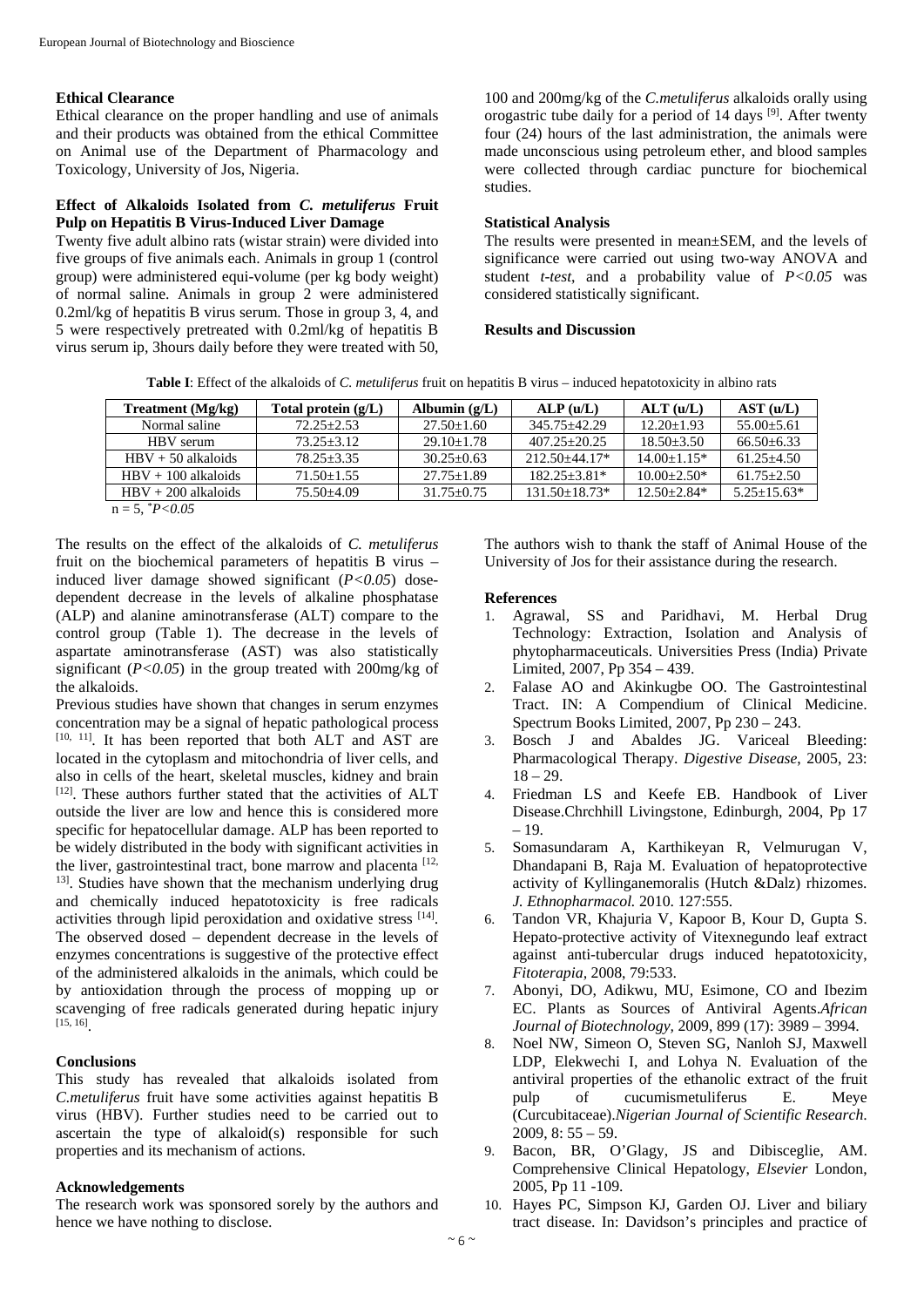### Ethical Clearance

Ethical clearance on the proper handling and use of animals and their products was obtained from the ethical Committee on Animal use of the Department of Pharmacology and Toxicology, University of Jos, Nigeria.

### Effect of Alkaloids Isolated from *C. metuliferus* Fruit Pulp on Hepatitis B Virus-Induced Liver Damage

Twenty five adult albino rats (wistar strain) were divided into five groups of five animals each. Animals in group 1 (control group) were administered equi-volume (per kg body weight) of normal saline. Animals in group 2 were administered 0.2ml/kg of hepatitis B virus serum. Those in group 3, 4, and 5 were respectively pretreated with 0.2ml/kg of hepatitis B virus serum ip, 3hours daily before they were treated with 50, 100 and 200mg/kg of the *C.metuliferus* alkaloids orally using orogastric tube daily for a period of 14 days [9]. After twenty four (24) hours of the last administration, the animals were made unconscious using petroleum ether, and blood samples were collected through cardiac puncture for biochemical studies.

### Statistical Analysis

The results were presented in mean±SEM, and the levels of significance were carried out using two-way ANOVA and student *t-test*, and a probability value of $P<0.05$ was considered statistically significant.

### Results and Discussion

**Table I**: Effect of the alkaloids of *C. metuliferus* fruit on hepatitis B virus – induced hepatotoxicity in albino rats

| Treatment (Mg/kg) | Total protein (g/L) | Albumin (g/L) | ALP (u/L) | ALT (u/L) | AST (u/L) |
|---|---|---|---|---|---|
| Normal saline | 72.25±2.53 | 27.50±1.60 | 345.75±42.29 | 12.20±1.93 | 55.00±5.61 |
| HBV serum | 73.25±3.12 | 29.10±1.78 | 407.25±20.25 | 18.50±3.50 | 66.50±6.33 |
| HBV + 50 alkaloids | 78.25±3.35 | 30.25±0.63 | 212.50±44.17* | 14.00±1.15* | 61.25±4.50 |
| HBV + 100 alkaloids | 71.50±1.55 | 27.75±1.89 | 182.25±3.81* | 10.00±2.50* | 61.75±2.50 |
| HBV + 200 alkaloids | 75.50±4.09 | 31.75±0.75 | 131.50±18.73* | 12.50±2.84* | 5.25±15.63* |

n = 5, $^{*}P<0.05$

The results on the effect of the alkaloids of *C. metuliferus* fruit on the biochemical parameters of hepatitis B virus – induced liver damage showed significant ($P<0.05$) dose-dependent decrease in the levels of alkaline phosphatase (ALP) and alanine aminotransferase (ALT) compare to the control group (Table 1). The decrease in the levels of aspartate aminotransferase (AST) was also statistically significant ($P<0.05$) in the group treated with 200mg/kg of the alkaloids.

Previous studies have shown that changes in serum enzymes concentration may be a signal of hepatic pathological process [10, 11]. It has been reported that both ALT and AST are located in the cytoplasm and mitochondria of liver cells, and also in cells of the heart, skeletal muscles, kidney and brain [12]. These authors further stated that the activities of ALT outside the liver are low and hence this is considered more specific for hepatocellular damage. ALP has been reported to be widely distributed in the body with significant activities in the liver, gastrointestinal tract, bone marrow and placenta [12, 13]. Studies have shown that the mechanism underlying drug and chemically induced hepatotoxicity is free radicals activities through lipid peroxidation and oxidative stress [14]. The observed dosed – dependent decrease in the levels of enzymes concentrations is suggestive of the protective effect of the administered alkaloids in the animals, which could be by antioxidation through the process of mopping up or scavenging of free radicals generated during hepatic injury [15, 16].

### Conclusions

This study has revealed that alkaloids isolated from *C.metuliferus* fruit have some activities against hepatitis B virus (HBV). Further studies need to be carried out to ascertain the type of alkaloid(s) responsible for such properties and its mechanism of actions.

### Acknowledgements

The research work was sponsored sorely by the authors and hence we have nothing to disclose.

The authors wish to thank the staff of Animal House of the University of Jos for their assistance during the research.

### References

1. Agrawal, SS and Paridhavi, M. Herbal Drug Technology: Extraction, Isolation and Analysis of phytopharmaceuticals. Universities Press (India) Private Limited, 2007, Pp 354 – 439.
2. Falase AO and Akinkugbe OO. The Gastrointestinal Tract. IN: A Compendium of Clinical Medicine. Spectrum Books Limited, 2007, Pp 230 – 243.
3. Bosch J and Abaldes JG. Variceal Bleeding: Pharmacological Therapy. *Digestive Disease*, 2005, 23: 18 – 29.
4. Friedman LS and Keefe EB. Handbook of Liver Disease.Chrchhill Livingstone, Edinburgh, 2004, Pp 17 – 19.
5. Somasundaram A, Karthikeyan R, Velmurugan V, Dhandapani B, Raja M. Evaluation of hepatoprotective activity of Kyllinganemoralis (Hutch &Dalz) rhizomes. *J. Ethnopharmacol.* 2010. 127:555.
6. Tandon VR, Khajuria V, Kapoor B, Kour D, Gupta S. Hepato-protective activity of Vitexnegundo leaf extract against anti-tubercular drugs induced hepatotoxicity, *Fitoterapia*, 2008, 79:533.
7. Abonyi, DO, Adikwu, MU, Esimone, CO and Ibezim EC. Plants as Sources of Antiviral Agents.*African Journal of Biotechnology*, 2009, 899 (17): 3989 – 3994.
8. Noel NW, Simeon O, Steven SG, Nanloh SJ, Maxwell LDP, Elekwechi I, and Lohya N. Evaluation of the antiviral properties of the ethanolic extract of the fruit pulp of cucumismetuliferus E. Meye (Curcubitaceae).*Nigerian Journal of Scientific Research*. 2009, 8: 55 – 59.
9. Bacon, BR, O'Glagy, JS and Dibisceglie, AM. Comprehensive Clinical Hepatology, *Elsevier* London, 2005, Pp 11 -109.
10. Hayes PC, Simpson KJ, Garden OJ. Liver and biliary tract disease. In: Davidson's principles and practice of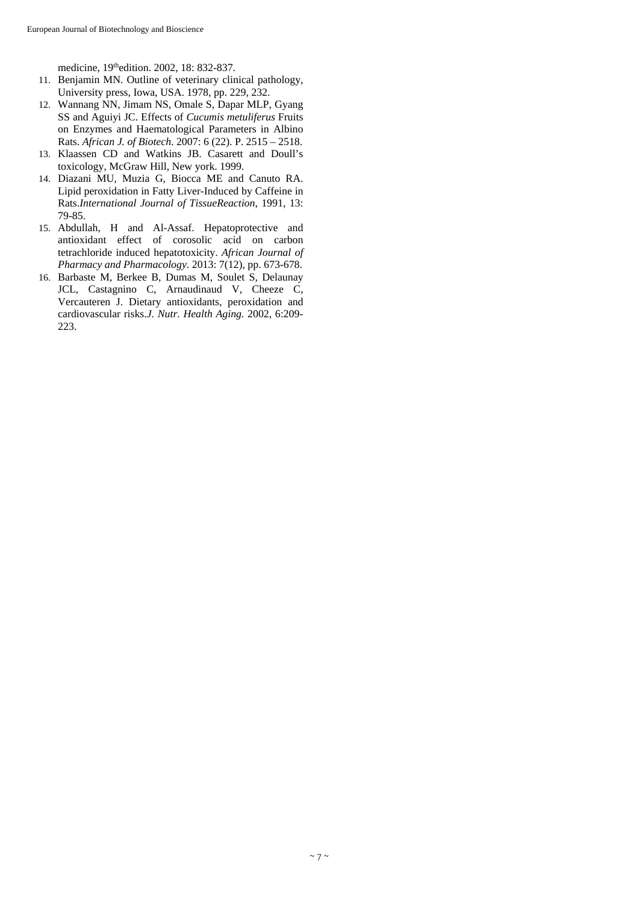medicine, 19thedition. 2002, 18: 832-837.

11. Benjamin MN. Outline of veterinary clinical pathology, University press, Iowa, USA. 1978, pp. 229, 232.
12. Wannang NN, Jimam NS, Omale S, Dapar MLP, Gyang SS and Aguiyi JC. Effects of *Cucumis metuliferus* Fruits on Enzymes and Haematological Parameters in Albino Rats. *African J. of Biotech*. 2007: 6 (22). P. 2515 – 2518.
13. Klaassen CD and Watkins JB. Casarett and Doull's toxicology, McGraw Hill, New york. 1999.
14. Diazani MU, Muzia G, Biocca ME and Canuto RA. Lipid peroxidation in Fatty Liver-Induced by Caffeine in Rats.*International Journal of TissueReaction*, 1991, 13: 79-85.
15. Abdullah, H and Al-Assaf. Hepatoprotective and antioxidant effect of corosolic acid on carbon tetrachloride induced hepatotoxicity. *African Journal of Pharmacy and Pharmacology*. 2013: 7(12), pp. 673-678.
16. Barbaste M, Berkee B, Dumas M, Soulet S, Delaunay JCL, Castagnino C, Arnaudinaud V, Cheeze C, Vercauteren J. Dietary antioxidants, peroxidation and cardiovascular risks.*J. Nutr. Health Aging.* 2002, 6:209-223.